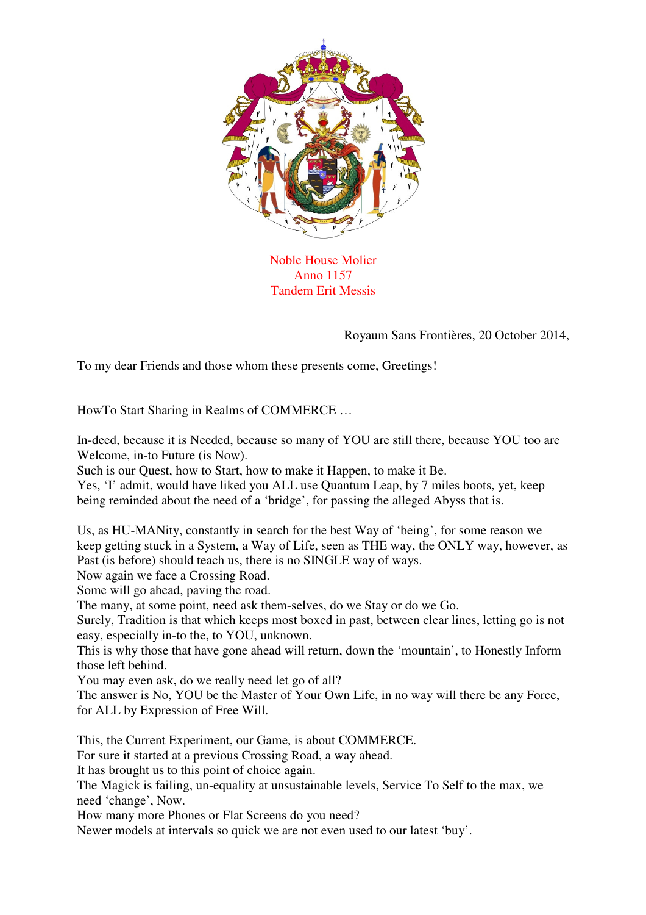Noble House Molier
Anno 1157
Tandem Erit Messis

Royaum Sans Frontières, 20 October 2014,

To my dear Friends and those whom these presents come, Greetings!

HowTo Start Sharing in Realms of COMMERCE …

In-deed, because it is Needed, because so many of YOU are still there, because YOU too are Welcome, in-to Future (is Now).
Such is our Quest, how to Start, how to make it Happen, to make it Be.
Yes, 'I' admit, would have liked you ALL use Quantum Leap, by 7 miles boots, yet, keep being reminded about the need of a 'bridge', for passing the alleged Abyss that is.

Us, as HU-MANity, constantly in search for the best Way of 'being', for some reason we keep getting stuck in a System, a Way of Life, seen as THE way, the ONLY way, however, as Past (is before) should teach us, there is no SINGLE way of ways.
Now again we face a Crossing Road.
Some will go ahead, paving the road.
The many, at some point, need ask them-selves, do we Stay or do we Go.
Surely, Tradition is that which keeps most boxed in past, between clear lines, letting go is not easy, especially in-to the, to YOU, unknown.
This is why those that have gone ahead will return, down the 'mountain', to Honestly Inform those left behind.
You may even ask, do we really need let go of all?
The answer is No, YOU be the Master of Your Own Life, in no way will there be any Force, for ALL by Expression of Free Will.

This, the Current Experiment, our Game, is about COMMERCE.
For sure it started at a previous Crossing Road, a way ahead.
It has brought us to this point of choice again.
The Magick is failing, un-equality at unsustainable levels, Service To Self to the max, we need 'change', Now.
How many more Phones or Flat Screens do you need?
Newer models at intervals so quick we are not even used to our latest 'buy'.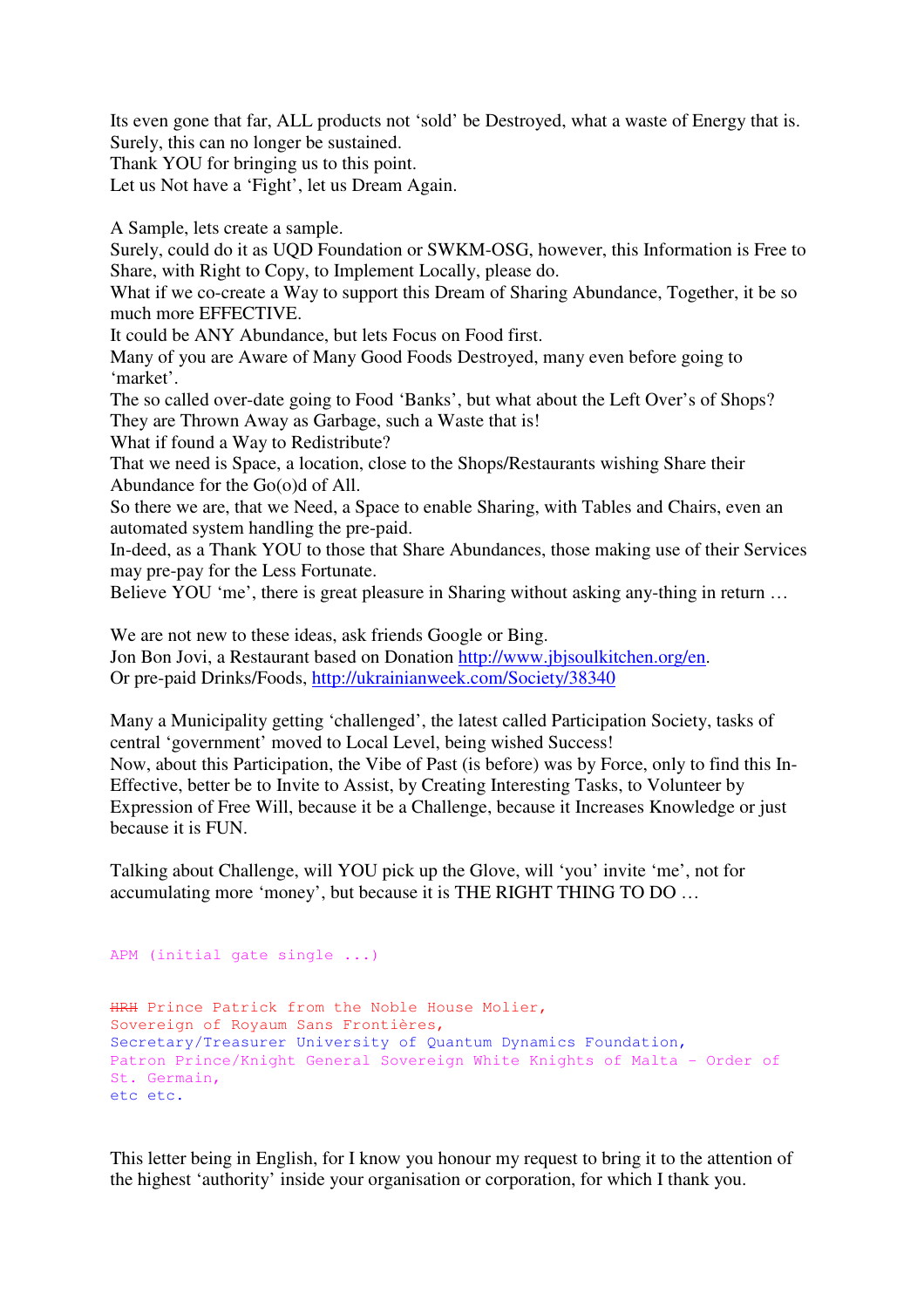Its even gone that far, ALL products not 'sold' be Destroyed, what a waste of Energy that is.
Surely, this can no longer be sustained.
Thank YOU for bringing us to this point.
Let us Not have a 'Fight', let us Dream Again.

A Sample, lets create a sample.
Surely, could do it as UQD Foundation or SWKM-OSG, however, this Information is Free to Share, with Right to Copy, to Implement Locally, please do.
What if we co-create a Way to support this Dream of Sharing Abundance, Together, it be so much more EFFECTIVE.
It could be ANY Abundance, but lets Focus on Food first.
Many of you are Aware of Many Good Foods Destroyed, many even before going to 'market'.
The so called over-date going to Food 'Banks', but what about the Left Over's of Shops?
They are Thrown Away as Garbage, such a Waste that is!
What if found a Way to Redistribute?
That we need is Space, a location, close to the Shops/Restaurants wishing Share their Abundance for the Go(o)d of All.
So there we are, that we Need, a Space to enable Sharing, with Tables and Chairs, even an automated system handling the pre-paid.
In-deed, as a Thank YOU to those that Share Abundances, those making use of their Services may pre-pay for the Less Fortunate.
Believe YOU 'me', there is great pleasure in Sharing without asking any-thing in return …

We are not new to these ideas, ask friends Google or Bing.
Jon Bon Jovi, a Restaurant based on Donation [http://www.jbjsoulkitchen.org/en](http://www.jbjsoulkitchen.org/en).
Or pre-paid Drinks/Foods, [http://ukrainianweek.com/Society/38340](http://ukrainianweek.com/Society/38340)

Many a Municipality getting 'challenged', the latest called Participation Society, tasks of central 'government' moved to Local Level, being wished Success!
Now, about this Participation, the Vibe of Past (is before) was by Force, only to find this In-Effective, better be to Invite to Assist, by Creating Interesting Tasks, to Volunteer by Expression of Free Will, because it be a Challenge, because it Increases Knowledge or just because it is FUN.

Talking about Challenge, will YOU pick up the Glove, will 'you' invite 'me', not for accumulating more 'money', but because it is THE RIGHT THING TO DO …

```
APM (initial gate single ...)

~~HRH~~ Prince Patrick from the Noble House Molier,
Sovereign of Royaum Sans Frontières,
Secretary/Treasurer University of Quantum Dynamics Foundation,
Patron Prince/Knight General Sovereign White Knights of Malta - Order of
St. Germain,
etc etc.
```

This letter being in English, for I know you honour my request to bring it to the attention of the highest 'authority' inside your organisation or corporation, for which I thank you.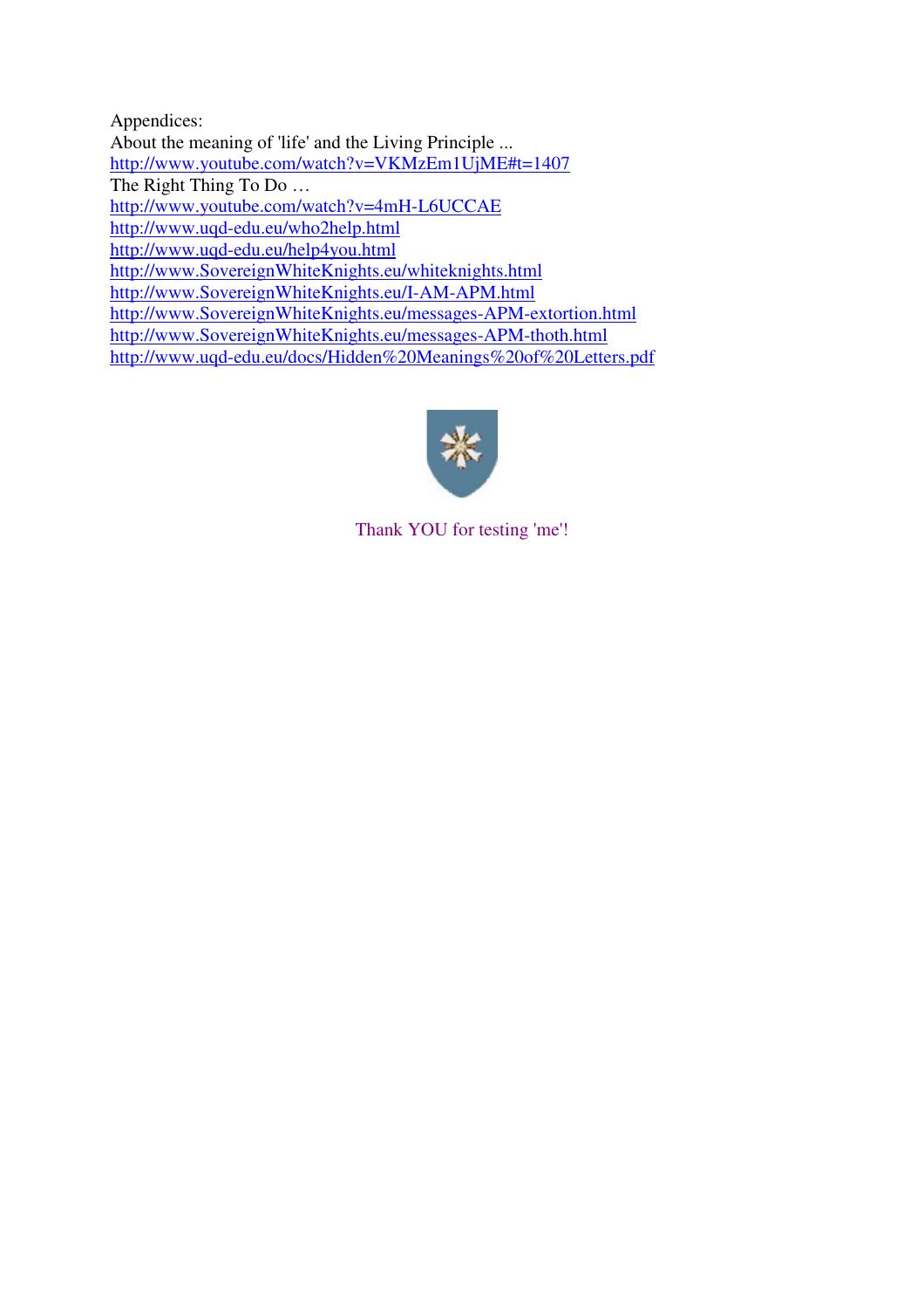Appendices:

About the meaning of 'life' and the Living Principle ...

http://www.youtube.com/watch?v=VKMzEm1UjME#t=1407

The Right Thing To Do …

http://www.youtube.com/watch?v=4mH-L6UCCAE

http://www.uqd-edu.eu/who2help.html

http://www.uqd-edu.eu/help4you.html

http://www.SovereignWhiteKnights.eu/whiteknights.html

http://www.SovereignWhiteKnights.eu/I-AM-APM.html

http://www.SovereignWhiteKnights.eu/messages-APM-extortion.html

http://www.SovereignWhiteKnights.eu/messages-APM-thoth.html

http://www.uqd-edu.eu/docs/Hidden%20Meanings%20of%20Letters.pdf

Thank YOU for testing 'me'!